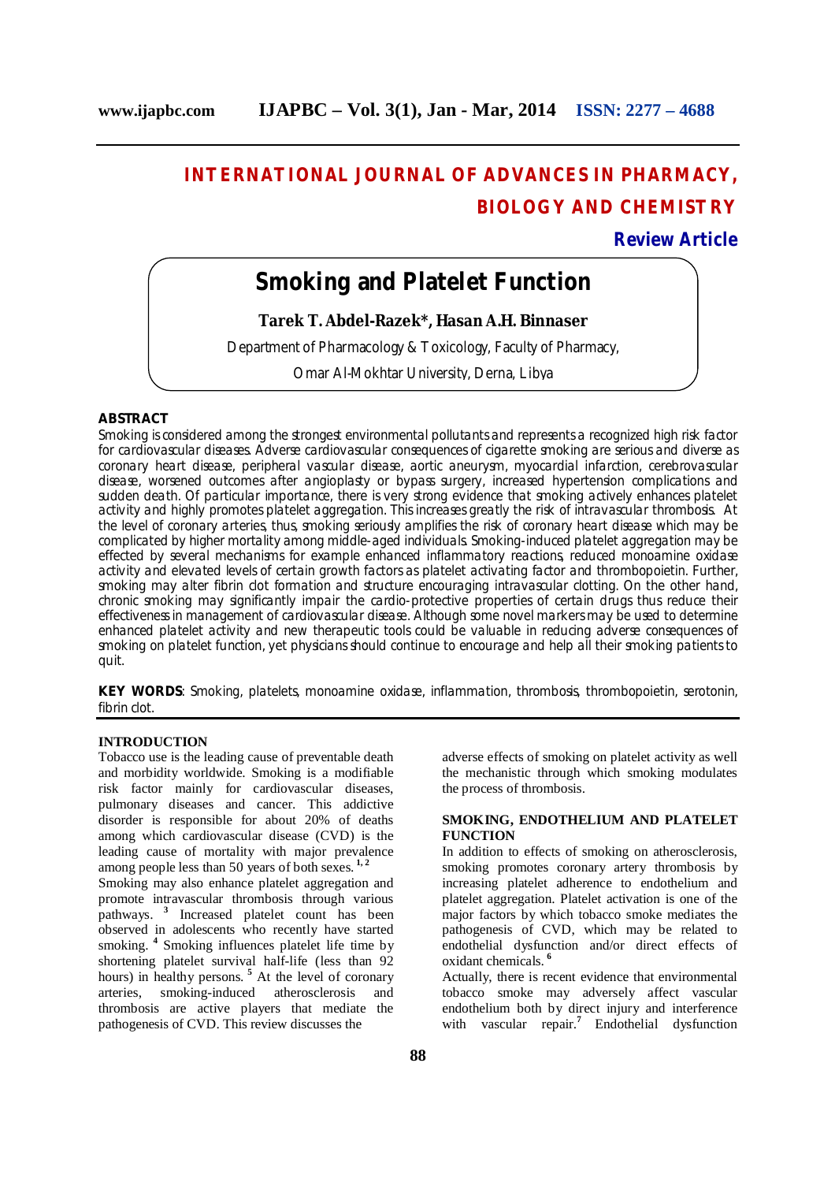# INTERNATIONAL JOURNAL OF ADVANCES IN PHARMACY, BIOLOGY AND CHEMISTRY

**Review Article**

# Smoking and Platelet Function

**Tarek T. Abdel-Razek\*, Hasan A.H. Binnaser**

Department of Pharmacology & Toxicology, Faculty of Pharmacy,

Omar Al-Mokhtar University, Derna, Libya

## ABSTRACT

Smoking is considered among the strongest environmental pollutants and represents a recognized high risk factor for cardiovascular diseases. Adverse cardiovascular consequences of cigarette smoking are serious and diverse as coronary heart disease, peripheral vascular disease, aortic aneurysm, myocardial infarction, cerebrovascular disease, worsened outcomes after angioplasty or bypass surgery, increased hypertension complications and sudden death. Of particular importance, there is very strong evidence that smoking actively enhances platelet activity and highly promotes platelet aggregation. This increases greatly the risk of intravascular thrombosis. At the level of coronary arteries, thus, smoking seriously amplifies the risk of coronary heart disease which may be complicated by higher mortality among middle-aged individuals. Smoking-induced platelet aggregation may be effected by several mechanisms for example enhanced inflammatory reactions, reduced monoamine oxidase activity and elevated levels of certain growth factors as platelet activating factor and thrombopoietin. Further, smoking may alter fibrin clot formation and structure encouraging intravascular clotting. On the other hand, chronic smoking may significantly impair the cardio-protective properties of certain drugs thus reduce their effectiveness in management of cardiovascular disease. Although some novel markers may be used to determine enhanced platelet activity and new therapeutic tools could be valuable in reducing adverse consequences of smoking on platelet function, yet physicians should continue to encourage and help all their smoking patients to quit.

**KEY WORDS**: Smoking, platelets, monoamine oxidase, inflammation, thrombosis, thrombopoietin, serotonin, fibrin clot.

## INTRODUCTION

Tobacco use is the leading cause of preventable death and morbidity worldwide. Smoking is a modifiable risk factor mainly for cardiovascular diseases, pulmonary diseases and cancer. This addictive disorder is responsible for about 20% of deaths among which cardiovascular disease (CVD) is the leading cause of mortality with major prevalence among people less than 50 years of both sexes. [1, 2]

Smoking may also enhance platelet aggregation and promote intravascular thrombosis through various pathways. [3] Increased platelet count has been observed in adolescents who recently have started smoking. [4] Smoking influences platelet life time by shortening platelet survival half-life (less than 92 hours) in healthy persons. [5] At the level of coronary arteries, smoking-induced atherosclerosis and thrombosis are active players that mediate the pathogenesis of CVD. This review discusses the adverse effects of smoking on platelet activity as well the mechanistic through which smoking modulates the process of thrombosis.

## SMOKING, ENDOTHELIUM AND PLATELET FUNCTION

In addition to effects of smoking on atherosclerosis, smoking promotes coronary artery thrombosis by increasing platelet adherence to endothelium and platelet aggregation. Platelet activation is one of the major factors by which tobacco smoke mediates the pathogenesis of CVD, which may be related to endothelial dysfunction and/or direct effects of oxidant chemicals. [6]

Actually, there is recent evidence that environmental tobacco smoke may adversely affect vascular endothelium both by direct injury and interference with vascular repair.[7] Endothelial dysfunction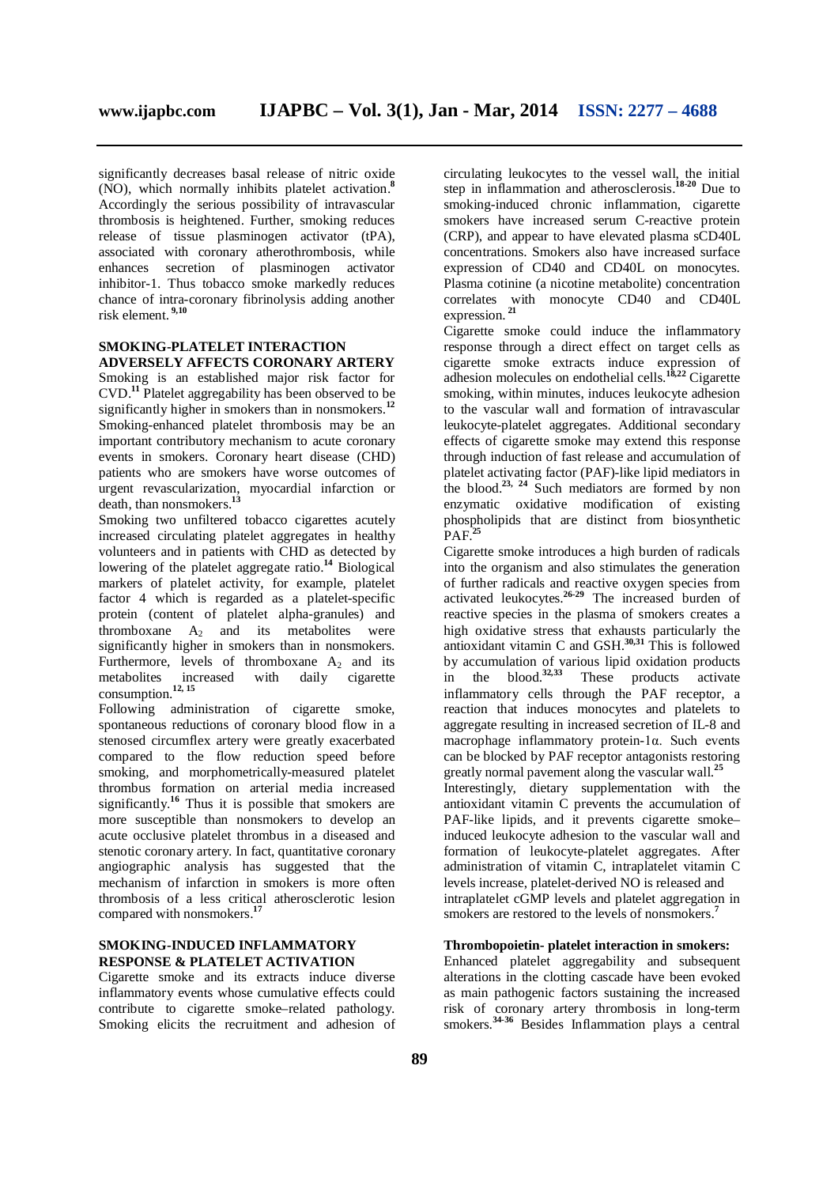significantly decreases basal release of nitric oxide (NO), which normally inhibits platelet activation.[8] Accordingly the serious possibility of intravascular thrombosis is heightened. Further, smoking reduces release of tissue plasminogen activator (tPA), associated with coronary atherothrombosis, while enhances secretion of plasminogen activator inhibitor-1. Thus tobacco smoke markedly reduces chance of intra-coronary fibrinolysis adding another risk element.[9,10]

## SMOKING-PLATELET INTERACTION ADVERSELY AFFECTS CORONARY ARTERY

Smoking is an established major risk factor for CVD.[11] Platelet aggregability has been observed to be significantly higher in smokers than in nonsmokers.[12] Smoking-enhanced platelet thrombosis may be an important contributory mechanism to acute coronary events in smokers. Coronary heart disease (CHD) patients who are smokers have worse outcomes of urgent revascularization, myocardial infarction or death, than nonsmokers.[13]

Smoking two unfiltered tobacco cigarettes acutely increased circulating platelet aggregates in healthy volunteers and in patients with CHD as detected by lowering of the platelet aggregate ratio.[14] Biological markers of platelet activity, for example, platelet factor 4 which is regarded as a platelet-specific protein (content of platelet alpha-granules) and thromboxane $A_2$ and its metabolites were significantly higher in smokers than in nonsmokers. Furthermore, levels of thromboxane $A_2$ and its metabolites increased with daily cigarette consumption.[12, 15]

Following administration of cigarette smoke, spontaneous reductions of coronary blood flow in a stenosed circumflex artery were greatly exacerbated compared to the flow reduction speed before smoking, and morphometrically-measured platelet thrombus formation on arterial media increased significantly.[16] Thus it is possible that smokers are more susceptible than nonsmokers to develop an acute occlusive platelet thrombus in a diseased and stenotic coronary artery. In fact, quantitative coronary angiographic analysis has suggested that the mechanism of infarction in smokers is more often thrombosis of a less critical atherosclerotic lesion compared with nonsmokers.[17]

## SMOKING-INDUCED INFLAMMATORY RESPONSE & PLATELET ACTIVATION

Cigarette smoke and its extracts induce diverse inflammatory events whose cumulative effects could contribute to cigarette smoke–related pathology. Smoking elicits the recruitment and adhesion of circulating leukocytes to the vessel wall, the initial step in inflammation and atherosclerosis.[18-20] Due to smoking-induced chronic inflammation, cigarette smokers have increased serum C-reactive protein (CRP), and appear to have elevated plasma sCD40L concentrations. Smokers also have increased surface expression of CD40 and CD40L on monocytes. Plasma cotinine (a nicotine metabolite) concentration correlates with monocyte CD40 and CD40L expression.[21]

Cigarette smoke could induce the inflammatory response through a direct effect on target cells as cigarette smoke extracts induce expression of adhesion molecules on endothelial cells.[18,22] Cigarette smoking, within minutes, induces leukocyte adhesion to the vascular wall and formation of intravascular leukocyte-platelet aggregates. Additional secondary effects of cigarette smoke may extend this response through induction of fast release and accumulation of platelet activating factor (PAF)-like lipid mediators in the blood.[23, 24] Such mediators are formed by non enzymatic oxidative modification of existing phospholipids that are distinct from biosynthetic PAF.[25]

Cigarette smoke introduces a high burden of radicals into the organism and also stimulates the generation of further radicals and reactive oxygen species from activated leukocytes.[26-29] The increased burden of reactive species in the plasma of smokers creates a high oxidative stress that exhausts particularly the antioxidant vitamin C and GSH.[30,31] This is followed by accumulation of various lipid oxidation products in the blood.[32,33] These products activate inflammatory cells through the PAF receptor, a reaction that induces monocytes and platelets to aggregate resulting in increased secretion of IL-8 and macrophage inflammatory protein-1α. Such events can be blocked by PAF receptor antagonists restoring greatly normal pavement along the vascular wall.[25]

Interestingly, dietary supplementation with the antioxidant vitamin C prevents the accumulation of PAF-like lipids, and it prevents cigarette smoke–induced leukocyte adhesion to the vascular wall and formation of leukocyte-platelet aggregates. After administration of vitamin C, intraplatelet vitamin C levels increase, platelet-derived NO is released and intraplatelet cGMP levels and platelet aggregation in smokers are restored to the levels of nonsmokers.[7]

### Thrombopoietin- platelet interaction in smokers:

Enhanced platelet aggregability and subsequent alterations in the clotting cascade have been evoked as main pathogenic factors sustaining the increased risk of coronary artery thrombosis in long-term smokers.[34-36] Besides Inflammation plays a central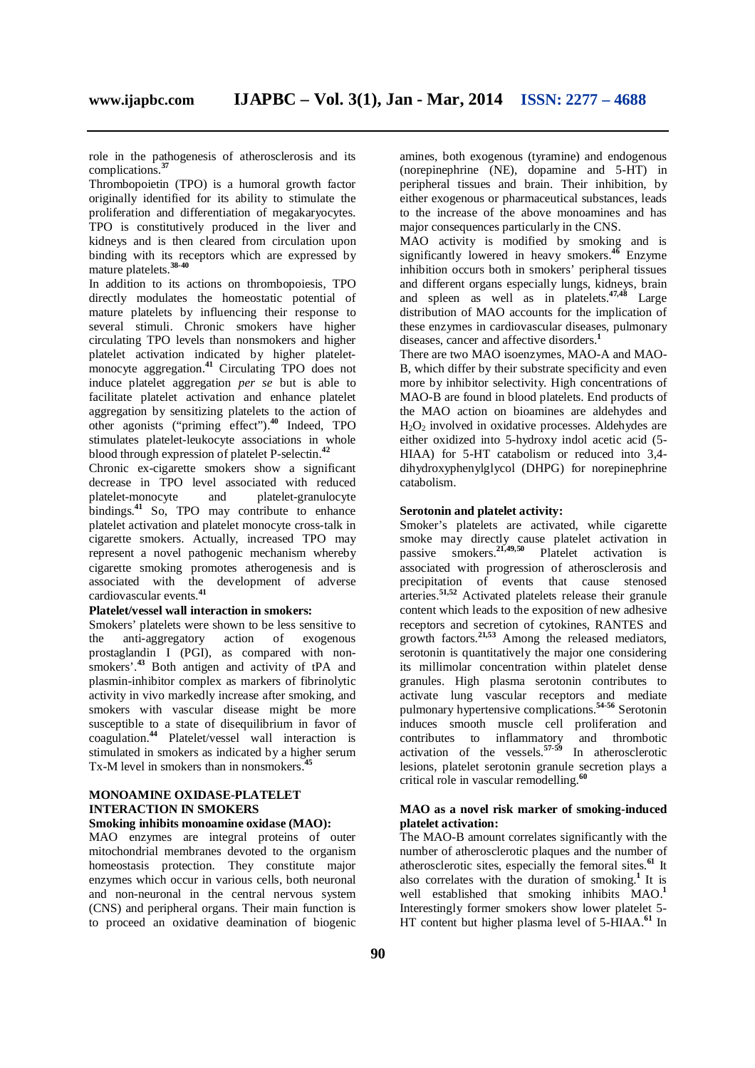role in the pathogenesis of atherosclerosis and its complications.[37]

Thrombopoietin (TPO) is a humoral growth factor originally identified for its ability to stimulate the proliferation and differentiation of megakaryocytes. TPO is constitutively produced in the liver and kidneys and is then cleared from circulation upon binding with its receptors which are expressed by mature platelets.[38-40]

In addition to its actions on thrombopoiesis, TPO directly modulates the homeostatic potential of mature platelets by influencing their response to several stimuli. Chronic smokers have higher circulating TPO levels than nonsmokers and higher platelet activation indicated by higher platelet-monocyte aggregation.[41] Circulating TPO does not induce platelet aggregation *per se* but is able to facilitate platelet activation and enhance platelet aggregation by sensitizing platelets to the action of other agonists ("priming effect").[40] Indeed, TPO stimulates platelet-leukocyte associations in whole blood through expression of platelet P-selectin.[42]

Chronic ex-cigarette smokers show a significant decrease in TPO level associated with reduced platelet-monocyte and platelet-granulocyte bindings.[41] So, TPO may contribute to enhance platelet activation and platelet monocyte cross-talk in cigarette smokers. Actually, increased TPO may represent a novel pathogenic mechanism whereby cigarette smoking promotes atherogenesis and is associated with the development of adverse cardiovascular events.[41]

**Platelet/vessel wall interaction in smokers:**

Smokers' platelets were shown to be less sensitive to the anti-aggregatory action of exogenous prostaglandin I (PGI), as compared with non-smokers'.[43] Both antigen and activity of tPA and plasmin-inhibitor complex as markers of fibrinolytic activity in vivo markedly increase after smoking, and smokers with vascular disease might be more susceptible to a state of disequilibrium in favor of coagulation.[44] Platelet/vessel wall interaction is stimulated in smokers as indicated by a higher serum Tx-M level in smokers than in nonsmokers.[45]

## MONOAMINE OXIDASE-PLATELET INTERACTION IN SMOKERS

**Smoking inhibits monoamine oxidase (MAO):**

MAO enzymes are integral proteins of outer mitochondrial membranes devoted to the organism homeostasis protection. They constitute major enzymes which occur in various cells, both neuronal and non-neuronal in the central nervous system (CNS) and peripheral organs. Their main function is to proceed an oxidative deamination of biogenic amines, both exogenous (tyramine) and endogenous (norepinephrine (NE), dopamine and 5-HT) in peripheral tissues and brain. Their inhibition, by either exogenous or pharmaceutical substances, leads to the increase of the above monoamines and has major consequences particularly in the CNS.

MAO activity is modified by smoking and is significantly lowered in heavy smokers.[46] Enzyme inhibition occurs both in smokers' peripheral tissues and different organs especially lungs, kidneys, brain and spleen as well as in platelets.[47,48] Large distribution of MAO accounts for the implication of these enzymes in cardiovascular diseases, pulmonary diseases, cancer and affective disorders.[1]

There are two MAO isoenzymes, MAO-A and MAO-B, which differ by their substrate specificity and even more by inhibitor selectivity. High concentrations of MAO-B are found in blood platelets. End products of the MAO action on bioamines are aldehydes and $H_2O_2$ involved in oxidative processes. Aldehydes are either oxidized into 5-hydroxy indol acetic acid (5-HIAA) for 5-HT catabolism or reduced into 3,4-dihydroxyphenylglycol (DHPG) for norepinephrine catabolism.

**Serotonin and platelet activity:**

Smoker's platelets are activated, while cigarette smoke may directly cause platelet activation in passive smokers.[21,49,50] Platelet activation is associated with progression of atherosclerosis and precipitation of events that cause stenosed arteries.[51,52] Activated platelets release their granule content which leads to the exposition of new adhesive receptors and secretion of cytokines, RANTES and growth factors.[21,53] Among the released mediators, serotonin is quantitatively the major one considering its millimolar concentration within platelet dense granules. High plasma serotonin contributes to activate lung vascular receptors and mediate pulmonary hypertensive complications.[54-56] Serotonin induces smooth muscle cell proliferation and contributes to inflammatory and thrombotic activation of the vessels.[57-59] In atherosclerotic lesions, platelet serotonin granule secretion plays a critical role in vascular remodelling.[60]

**MAO as a novel risk marker of smoking-induced platelet activation:**

The MAO-B amount correlates significantly with the number of atherosclerotic plaques and the number of atherosclerotic sites, especially the femoral sites.[61] It also correlates with the duration of smoking.[1] It is well established that smoking inhibits MAO.[1] Interestingly former smokers show lower platelet 5-HT content but higher plasma level of 5-HIAA.[61] In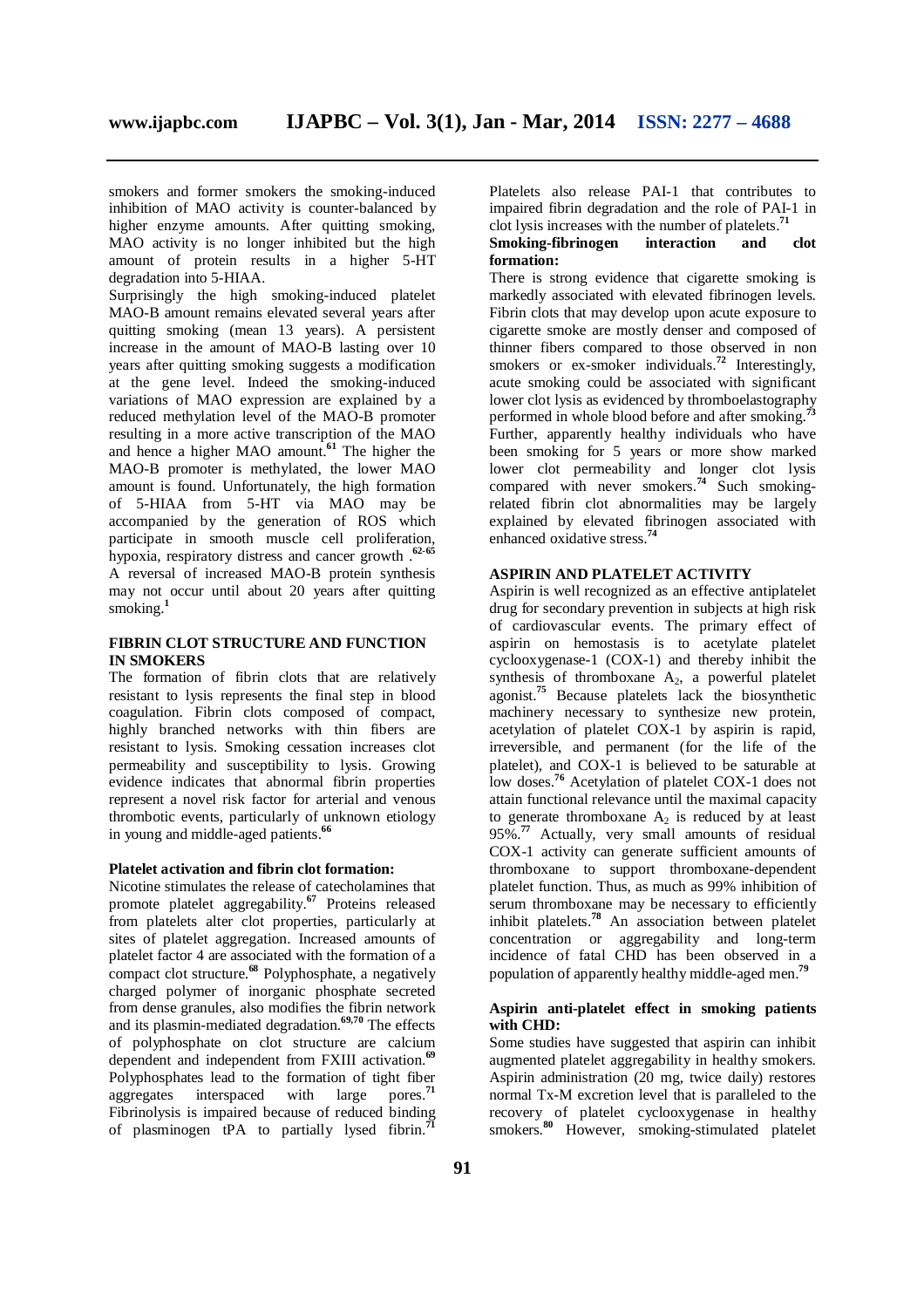smokers and former smokers the smoking-induced inhibition of MAO activity is counter-balanced by higher enzyme amounts. After quitting smoking, MAO activity is no longer inhibited but the high amount of protein results in a higher 5-HT degradation into 5-HIAA.

Surprisingly the high smoking-induced platelet MAO-B amount remains elevated several years after quitting smoking (mean 13 years). A persistent increase in the amount of MAO-B lasting over 10 years after quitting smoking suggests a modification at the gene level. Indeed the smoking-induced variations of MAO expression are explained by a reduced methylation level of the MAO-B promoter resulting in a more active transcription of the MAO and hence a higher MAO amount.[61] The higher the MAO-B promoter is methylated, the lower MAO amount is found. Unfortunately, the high formation of 5-HIAA from 5-HT via MAO may be accompanied by the generation of ROS which participate in smooth muscle cell proliferation, hypoxia, respiratory distress and cancer growth .[62-65] A reversal of increased MAO-B protein synthesis may not occur until about 20 years after quitting smoking.[1]

## FIBRIN CLOT STRUCTURE AND FUNCTION IN SMOKERS

The formation of fibrin clots that are relatively resistant to lysis represents the final step in blood coagulation. Fibrin clots composed of compact, highly branched networks with thin fibers are resistant to lysis. Smoking cessation increases clot permeability and susceptibility to lysis. Growing evidence indicates that abnormal fibrin properties represent a novel risk factor for arterial and venous thrombotic events, particularly of unknown etiology in young and middle-aged patients.[66]

### Platelet activation and fibrin clot formation:

Nicotine stimulates the release of catecholamines that promote platelet aggregability.[67] Proteins released from platelets alter clot properties, particularly at sites of platelet aggregation. Increased amounts of platelet factor 4 are associated with the formation of a compact clot structure.[68] Polyphosphate, a negatively charged polymer of inorganic phosphate secreted from dense granules, also modifies the fibrin network and its plasmin-mediated degradation.[69,70] The effects of polyphosphate on clot structure are calcium dependent and independent from FXIII activation.[69] Polyphosphates lead to the formation of tight fiber aggregates interspaced with large pores.[71] Fibrinolysis is impaired because of reduced binding of plasminogen tPA to partially lysed fibrin.[71] Platelets also release PAI-1 that contributes to impaired fibrin degradation and the role of PAI-1 in clot lysis increases with the number of platelets.[71]

### Smoking-fibrinogen interaction and clot formation:

There is strong evidence that cigarette smoking is markedly associated with elevated fibrinogen levels. Fibrin clots that may develop upon acute exposure to cigarette smoke are mostly denser and composed of thinner fibers compared to those observed in non smokers or ex-smoker individuals.[72] Interestingly, acute smoking could be associated with significant lower clot lysis as evidenced by thromboelastography performed in whole blood before and after smoking.[73] Further, apparently healthy individuals who have been smoking for 5 years or more show marked lower clot permeability and longer clot lysis compared with never smokers.[74] Such smoking-related fibrin clot abnormalities may be largely explained by elevated fibrinogen associated with enhanced oxidative stress.[74]

## ASPIRIN AND PLATELET ACTIVITY

Aspirin is well recognized as an effective antiplatelet drug for secondary prevention in subjects at high risk of cardiovascular events. The primary effect of aspirin on hemostasis is to acetylate platelet cyclooxygenase-1 (COX-1) and thereby inhibit the synthesis of thromboxane $A_2$, a powerful platelet agonist.[75] Because platelets lack the biosynthetic machinery necessary to synthesize new protein, acetylation of platelet COX-1 by aspirin is rapid, irreversible, and permanent (for the life of the platelet), and COX-1 is believed to be saturable at low doses.[76] Acetylation of platelet COX-1 does not attain functional relevance until the maximal capacity to generate thromboxane $A_2$ is reduced by at least 95%.[77] Actually, very small amounts of residual COX-1 activity can generate sufficient amounts of thromboxane to support thromboxane-dependent platelet function. Thus, as much as 99% inhibition of serum thromboxane may be necessary to efficiently inhibit platelets.[78] An association between platelet concentration or aggregability and long-term incidence of fatal CHD has been observed in a population of apparently healthy middle-aged men.[79]

### Aspirin anti-platelet effect in smoking patients with CHD:

Some studies have suggested that aspirin can inhibit augmented platelet aggregability in healthy smokers. Aspirin administration (20 mg, twice daily) restores normal Tx-M excretion level that is paralleled to the recovery of platelet cyclooxygenase in healthy smokers.[80] However, smoking-stimulated platelet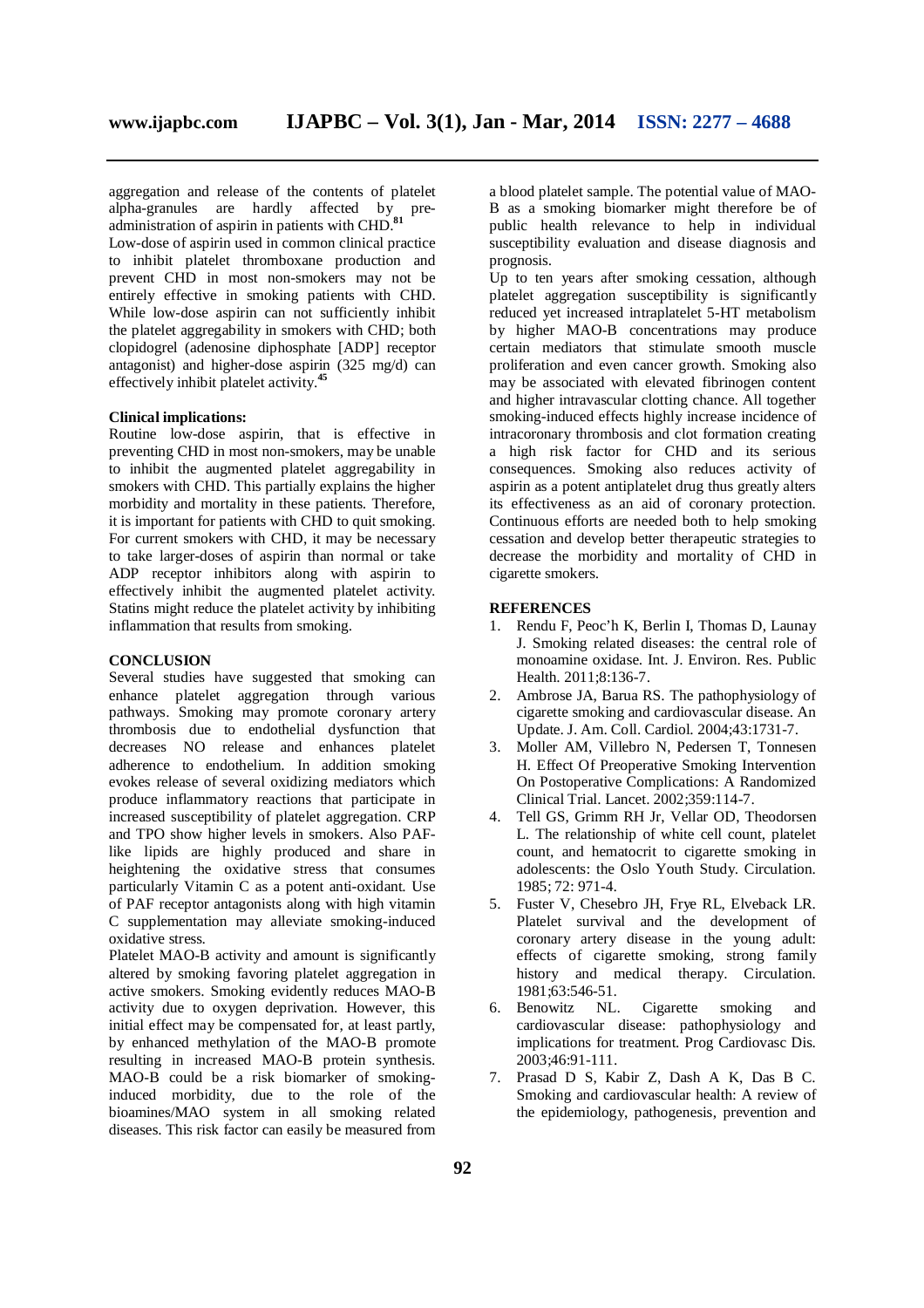aggregation and release of the contents of platelet alpha-granules are hardly affected by pre-administration of aspirin in patients with CHD.[81]

Low-dose of aspirin used in common clinical practice to inhibit platelet thromboxane production and prevent CHD in most non-smokers may not be entirely effective in smoking patients with CHD. While low-dose aspirin can not sufficiently inhibit the platelet aggregability in smokers with CHD; both clopidogrel (adenosine diphosphate [ADP] receptor antagonist) and higher-dose aspirin (325 mg/d) can effectively inhibit platelet activity.[45]

**Clinical implications:**

Routine low-dose aspirin, that is effective in preventing CHD in most non-smokers, may be unable to inhibit the augmented platelet aggregability in smokers with CHD. This partially explains the higher morbidity and mortality in these patients. Therefore, it is important for patients with CHD to quit smoking. For current smokers with CHD, it may be necessary to take larger-doses of aspirin than normal or take ADP receptor inhibitors along with aspirin to effectively inhibit the augmented platelet activity. Statins might reduce the platelet activity by inhibiting inflammation that results from smoking.

## CONCLUSION

Several studies have suggested that smoking can enhance platelet aggregation through various pathways. Smoking may promote coronary artery thrombosis due to endothelial dysfunction that decreases NO release and enhances platelet adherence to endothelium. In addition smoking evokes release of several oxidizing mediators which produce inflammatory reactions that participate in increased susceptibility of platelet aggregation. CRP and TPO show higher levels in smokers. Also PAF-like lipids are highly produced and share in heightening the oxidative stress that consumes particularly Vitamin C as a potent anti-oxidant. Use of PAF receptor antagonists along with high vitamin C supplementation may alleviate smoking-induced oxidative stress.

Platelet MAO-B activity and amount is significantly altered by smoking favoring platelet aggregation in active smokers. Smoking evidently reduces MAO-B activity due to oxygen deprivation. However, this initial effect may be compensated for, at least partly, by enhanced methylation of the MAO-B promote resulting in increased MAO-B protein synthesis. MAO-B could be a risk biomarker of smoking-induced morbidity, due to the role of the bioamines/MAO system in all smoking related diseases. This risk factor can easily be measured from a blood platelet sample. The potential value of MAO-B as a smoking biomarker might therefore be of public health relevance to help in individual susceptibility evaluation and disease diagnosis and prognosis.

Up to ten years after smoking cessation, although platelet aggregation susceptibility is significantly reduced yet increased intraplatelet 5-HT metabolism by higher MAO-B concentrations may produce certain mediators that stimulate smooth muscle proliferation and even cancer growth. Smoking also may be associated with elevated fibrinogen content and higher intravascular clotting chance. All together smoking-induced effects highly increase incidence of intracoronary thrombosis and clot formation creating a high risk factor for CHD and its serious consequences. Smoking also reduces activity of aspirin as a potent antiplatelet drug thus greatly alters its effectiveness as an aid of coronary protection. Continuous efforts are needed both to help smoking cessation and develop better therapeutic strategies to decrease the morbidity and mortality of CHD in cigarette smokers.

## REFERENCES

1. Rendu F, Peoc'h K, Berlin I, Thomas D, Launay J. Smoking related diseases: the central role of monoamine oxidase. Int. J. Environ. Res. Public Health. 2011;8:136-7.
2. Ambrose JA, Barua RS. The pathophysiology of cigarette smoking and cardiovascular disease. An Update. J. Am. Coll. Cardiol. 2004;43:1731-7.
3. Moller AM, Villebro N, Pedersen T, Tonnesen H. Effect Of Preoperative Smoking Intervention On Postoperative Complications: A Randomized Clinical Trial. Lancet. 2002;359:114-7.
4. Tell GS, Grimm RH Jr, Vellar OD, Theodorsen L. The relationship of white cell count, platelet count, and hematocrit to cigarette smoking in adolescents: the Oslo Youth Study. Circulation. 1985; 72: 971-4.
5. Fuster V, Chesebro JH, Frye RL, Elveback LR. Platelet survival and the development of coronary artery disease in the young adult: effects of cigarette smoking, strong family history and medical therapy. Circulation. 1981;63:546-51.
6. Benowitz NL. Cigarette smoking and cardiovascular disease: pathophysiology and implications for treatment. Prog Cardiovasc Dis. 2003;46:91-111.
7. Prasad D S, Kabir Z, Dash A K, Das B C. Smoking and cardiovascular health: A review of the epidemiology, pathogenesis, prevention and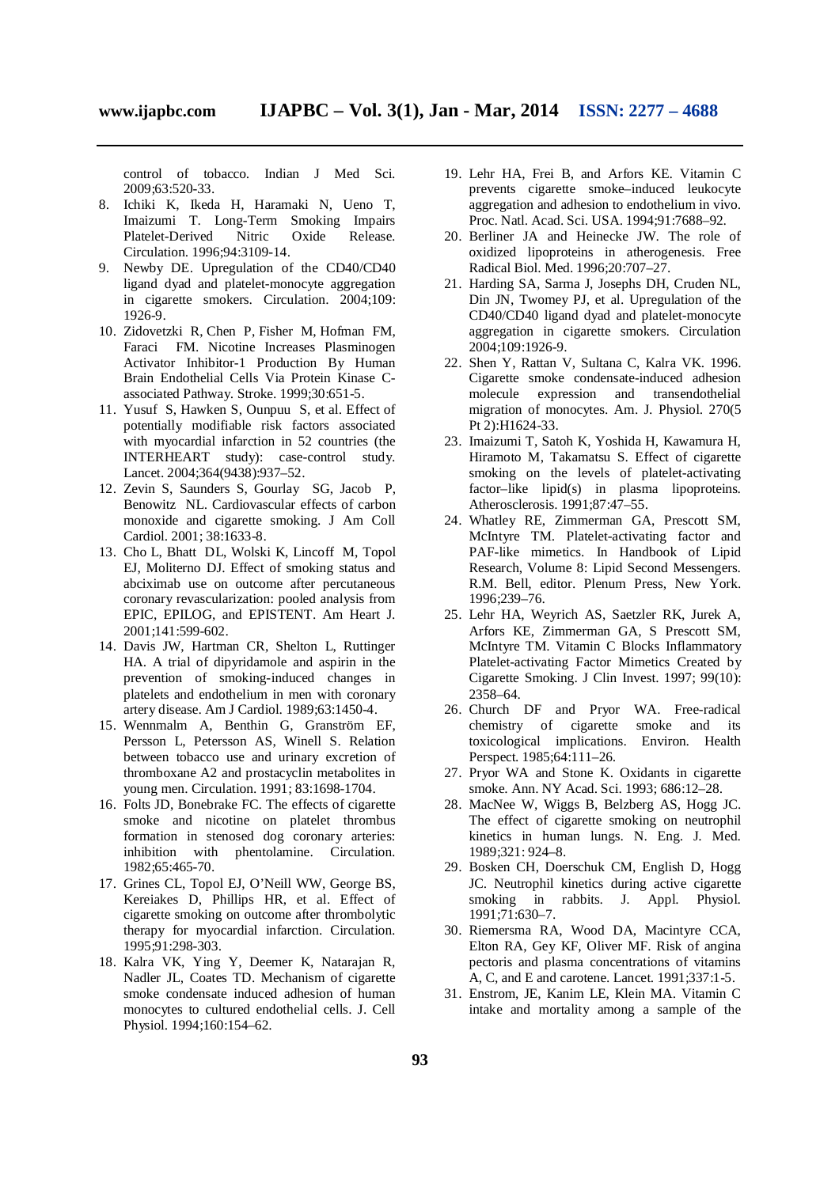control of tobacco. Indian J Med Sci. 2009;63:520-33.

8. Ichiki K, Ikeda H, Haramaki N, Ueno T, Imaizumi T. Long-Term Smoking Impairs Platelet-Derived Nitric Oxide Release. Circulation. 1996;94:3109-14.
9. Newby DE. Upregulation of the CD40/CD40 ligand dyad and platelet-monocyte aggregation in cigarette smokers. Circulation. 2004;109: 1926-9.
10. Zidovetzki R, Chen P, Fisher M, Hofman FM, Faraci FM. Nicotine Increases Plasminogen Activator Inhibitor-1 Production By Human Brain Endothelial Cells Via Protein Kinase C-associated Pathway. Stroke. 1999;30:651-5.
11. Yusuf S, Hawken S, Ounpuu S, et al. Effect of potentially modifiable risk factors associated with myocardial infarction in 52 countries (the INTERHEART study): case-control study. Lancet. 2004;364(9438):937–52.
12. Zevin S, Saunders S, Gourlay SG, Jacob P, Benowitz NL. Cardiovascular effects of carbon monoxide and cigarette smoking. J Am Coll Cardiol. 2001; 38:1633-8.
13. Cho L, Bhatt DL, Wolski K, Lincoff M, Topol EJ, Moliterno DJ. Effect of smoking status and abciximab use on outcome after percutaneous coronary revascularization: pooled analysis from EPIC, EPILOG, and EPISTENT. Am Heart J. 2001;141:599-602.
14. Davis JW, Hartman CR, Shelton L, Ruttinger HA. A trial of dipyridamole and aspirin in the prevention of smoking-induced changes in platelets and endothelium in men with coronary artery disease. Am J Cardiol. 1989;63:1450-4.
15. Wennmalm A, Benthin G, Granström EF, Persson L, Petersson AS, Winell S. Relation between tobacco use and urinary excretion of thromboxane A2 and prostacyclin metabolites in young men. Circulation. 1991; 83:1698-1704.
16. Folts JD, Bonebrake FC. The effects of cigarette smoke and nicotine on platelet thrombus formation in stenosed dog coronary arteries: inhibition with phentolamine. Circulation. 1982;65:465-70.
17. Grines CL, Topol EJ, O'Neill WW, George BS, Kereiakes D, Phillips HR, et al. Effect of cigarette smoking on outcome after thrombolytic therapy for myocardial infarction. Circulation. 1995;91:298-303.
18. Kalra VK, Ying Y, Deemer K, Natarajan R, Nadler JL, Coates TD. Mechanism of cigarette smoke condensate induced adhesion of human monocytes to cultured endothelial cells. J. Cell Physiol. 1994;160:154–62.
19. Lehr HA, Frei B, and Arfors KE. Vitamin C prevents cigarette smoke–induced leukocyte aggregation and adhesion to endothelium in vivo. Proc. Natl. Acad. Sci. USA. 1994;91:7688–92.
20. Berliner JA and Heinecke JW. The role of oxidized lipoproteins in atherogenesis. Free Radical Biol. Med. 1996;20:707–27.
21. Harding SA, Sarma J, Josephs DH, Cruden NL, Din JN, Twomey PJ, et al. Upregulation of the CD40/CD40 ligand dyad and platelet-monocyte aggregation in cigarette smokers. Circulation 2004;109:1926-9.
22. Shen Y, Rattan V, Sultana C, Kalra VK. 1996. Cigarette smoke condensate-induced adhesion molecule expression and transendothelial migration of monocytes. Am. J. Physiol. 270(5 Pt 2):H1624-33.
23. Imaizumi T, Satoh K, Yoshida H, Kawamura H, Hiramoto M, Takamatsu S. Effect of cigarette smoking on the levels of platelet-activating factor–like lipid(s) in plasma lipoproteins. Atherosclerosis. 1991;87:47–55.
24. Whatley RE, Zimmerman GA, Prescott SM, McIntyre TM. Platelet-activating factor and PAF-like mimetics. In Handbook of Lipid Research, Volume 8: Lipid Second Messengers. R.M. Bell, editor. Plenum Press, New York. 1996;239–76.
25. Lehr HA, Weyrich AS, Saetzler RK, Jurek A, Arfors KE, Zimmerman GA, S Prescott SM, McIntyre TM. Vitamin C Blocks Inflammatory Platelet-activating Factor Mimetics Created by Cigarette Smoking. J Clin Invest. 1997; 99(10): 2358–64.
26. Church DF and Pryor WA. Free-radical chemistry of cigarette smoke and its toxicological implications. Environ. Health Perspect. 1985;64:111–26.
27. Pryor WA and Stone K. Oxidants in cigarette smoke. Ann. NY Acad. Sci. 1993; 686:12–28.
28. MacNee W, Wiggs B, Belzberg AS, Hogg JC. The effect of cigarette smoking on neutrophil kinetics in human lungs. N. Eng. J. Med. 1989;321: 924–8.
29. Bosken CH, Doerschuk CM, English D, Hogg JC. Neutrophil kinetics during active cigarette smoking in rabbits. J. Appl. Physiol. 1991;71:630–7.
30. Riemersma RA, Wood DA, Macintyre CCA, Elton RA, Gey KF, Oliver MF. Risk of angina pectoris and plasma concentrations of vitamins A, C, and E and carotene. Lancet. 1991;337:1-5.
31. Enstrom, JE, Kanim LE, Klein MA. Vitamin C intake and mortality among a sample of the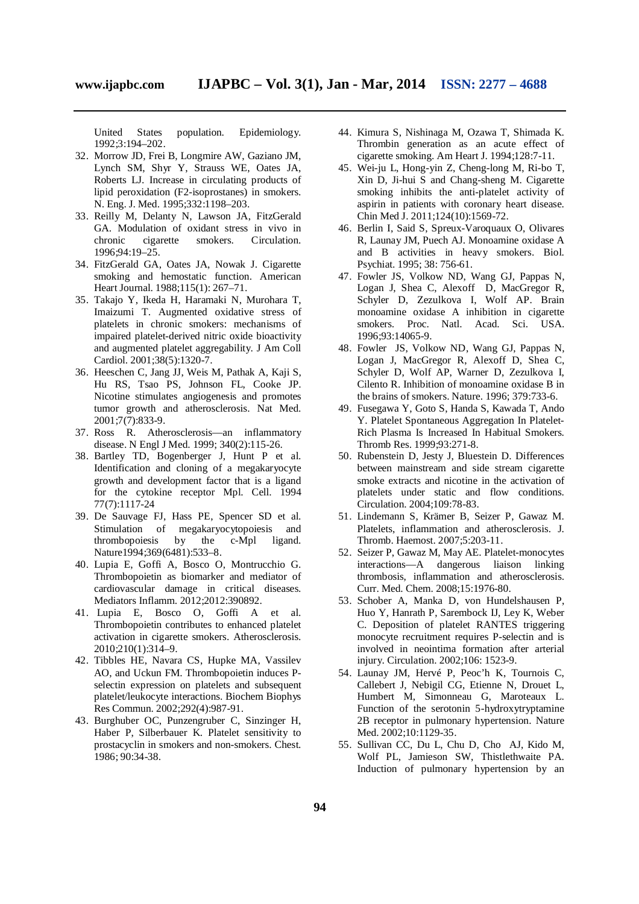United States population. Epidemiology. 1992;3:194–202.

32. Morrow JD, Frei B, Longmire AW, Gaziano JM, Lynch SM, Shyr Y, Strauss WE, Oates JA, Roberts LJ. Increase in circulating products of lipid peroxidation (F2-isoprostanes) in smokers. N. Eng. J. Med. 1995;332:1198–203.
33. Reilly M, Delanty N, Lawson JA, FitzGerald GA. Modulation of oxidant stress in vivo in chronic cigarette smokers. Circulation. 1996;94:19–25.
34. FitzGerald GA, Oates JA, Nowak J. Cigarette smoking and hemostatic function. American Heart Journal. 1988;115(1): 267–71.
35. Takajo Y, Ikeda H, Haramaki N, Murohara T, Imaizumi T. Augmented oxidative stress of platelets in chronic smokers: mechanisms of impaired platelet-derived nitric oxide bioactivity and augmented platelet aggregability. J Am Coll Cardiol. 2001;38(5):1320-7.
36. Heeschen C, Jang JJ, Weis M, Pathak A, Kaji S, Hu RS, Tsao PS, Johnson FL, Cooke JP. Nicotine stimulates angiogenesis and promotes tumor growth and atherosclerosis. Nat Med. 2001;7(7):833-9.
37. Ross R. Atherosclerosis—an inflammatory disease. N Engl J Med. 1999; 340(2):115-26.
38. Bartley TD, Bogenberger J, Hunt P et al. Identification and cloning of a megakaryocyte growth and development factor that is a ligand for the cytokine receptor Mpl. Cell. 1994 77(7):1117-24
39. De Sauvage FJ, Hass PE, Spencer SD et al. Stimulation of megakaryocytopoiesis and thrombopoiesis by the c-Mpl ligand. Nature1994;369(6481):533–8.
40. Lupia E, Goffi A, Bosco O, Montrucchio G. Thrombopoietin as biomarker and mediator of cardiovascular damage in critical diseases. Mediators Inflamm. 2012;2012:390892.
41. Lupia E, Bosco O, Goffi A et al. Thrombopoietin contributes to enhanced platelet activation in cigarette smokers. Atherosclerosis. 2010;210(1):314–9.
42. Tibbles HE, Navara CS, Hupke MA, Vassilev AO, and Uckun FM. Thrombopoietin induces P-selectin expression on platelets and subsequent platelet/leukocyte interactions. Biochem Biophys Res Commun. 2002;292(4):987-91.
43. Burghuber OC, Punzengruber C, Sinzinger H, Haber P, Silberbauer K. Platelet sensitivity to prostacyclin in smokers and non-smokers. Chest. 1986; 90:34-38.
44. Kimura S, Nishinaga M, Ozawa T, Shimada K. Thrombin generation as an acute effect of cigarette smoking. Am Heart J. 1994;128:7-11.
45. Wei-ju L, Hong-yin Z, Cheng-long M, Ri-bo T, Xin D, Ji-hui S and Chang-sheng M. Cigarette smoking inhibits the anti-platelet activity of aspirin in patients with coronary heart disease. Chin Med J. 2011;124(10):1569-72.
46. Berlin I, Said S, Spreux-Varoquaux O, Olivares R, Launay JM, Puech AJ. Monoamine oxidase A and B activities in heavy smokers. Biol. Psychiat. 1995; 38: 756-61.
47. Fowler JS, Volkow ND, Wang GJ, Pappas N, Logan J, Shea C, Alexoff D, MacGregor R, Schyler D, Zezulkova I, Wolf AP. Brain monoamine oxidase A inhibition in cigarette smokers. Proc. Natl. Acad. Sci. USA. 1996;93:14065-9.
48. Fowler JS, Volkow ND, Wang GJ, Pappas N, Logan J, MacGregor R, Alexoff D, Shea C, Schyler D, Wolf AP, Warner D, Zezulkova I, Cilento R. Inhibition of monoamine oxidase B in the brains of smokers. Nature. 1996; 379:733-6.
49. Fusegawa Y, Goto S, Handa S, Kawada T, Ando Y. Platelet Spontaneous Aggregation In Platelet-Rich Plasma Is Increased In Habitual Smokers. Thromb Res. 1999;93:271-8.
50. Rubenstein D, Jesty J, Bluestein D. Differences between mainstream and side stream cigarette smoke extracts and nicotine in the activation of platelets under static and flow conditions. Circulation. 2004;109:78-83.
51. Lindemann S, Krämer B, Seizer P, Gawaz M. Platelets, inflammation and atherosclerosis. J. Thromb. Haemost. 2007;5:203-11.
52. Seizer P, Gawaz M, May AE. Platelet-monocytes interactions—A dangerous liaison linking thrombosis, inflammation and atherosclerosis. Curr. Med. Chem. 2008;15:1976-80.
53. Schober A, Manka D, von Hundelshausen P, Huo Y, Hanrath P, Sarembock IJ, Ley K, Weber C. Deposition of platelet RANTES triggering monocyte recruitment requires P-selectin and is involved in neointima formation after arterial injury. Circulation. 2002;106: 1523-9.
54. Launay JM, Hervé P, Peoc'h K, Tournois C, Callebert J, Nebigil CG, Etienne N, Drouet L, Humbert M, Simonneau G, Maroteaux L. Function of the serotonin 5-hydroxytryptamine 2B receptor in pulmonary hypertension. Nature Med. 2002;10:1129-35.
55. Sullivan CC, Du L, Chu D, Cho AJ, Kido M, Wolf PL, Jamieson SW, Thistlethwaite PA. Induction of pulmonary hypertension by an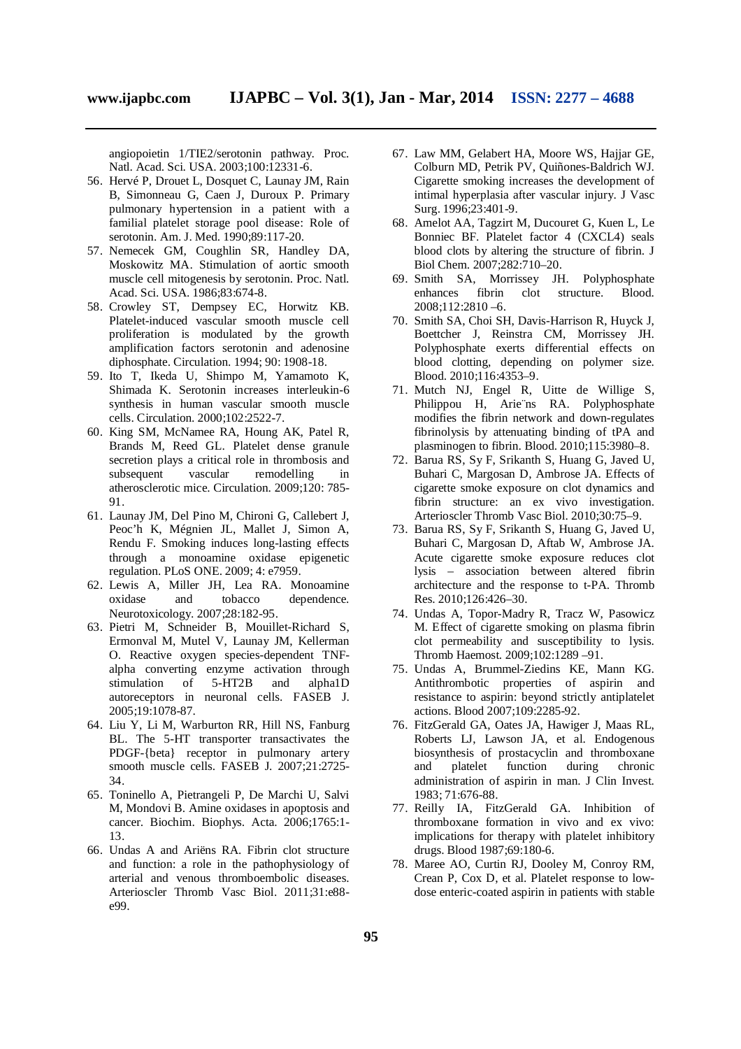angiopoietin 1/TIE2/serotonin pathway. Proc. Natl. Acad. Sci. USA. 2003;100:12331-6.

56. Hervé P, Drouet L, Dosquet C, Launay JM, Rain B, Simonneau G, Caen J, Duroux P. Primary pulmonary hypertension in a patient with a familial platelet storage pool disease: Role of serotonin. Am. J. Med. 1990;89:117-20.
57. Nemecek GM, Coughlin SR, Handley DA, Moskowitz MA. Stimulation of aortic smooth muscle cell mitogenesis by serotonin. Proc. Natl. Acad. Sci. USA. 1986;83:674-8.
58. Crowley ST, Dempsey EC, Horwitz KB. Platelet-induced vascular smooth muscle cell proliferation is modulated by the growth amplification factors serotonin and adenosine diphosphate. Circulation. 1994; 90: 1908-18.
59. Ito T, Ikeda U, Shimpo M, Yamamoto K, Shimada K. Serotonin increases interleukin-6 synthesis in human vascular smooth muscle cells. Circulation. 2000;102:2522-7.
60. King SM, McNamee RA, Houng AK, Patel R, Brands M, Reed GL. Platelet dense granule secretion plays a critical role in thrombosis and subsequent vascular remodelling in atherosclerotic mice. Circulation. 2009;120: 785-91.
61. Launay JM, Del Pino M, Chironi G, Callebert J, Peoc'h K, Mégnien JL, Mallet J, Simon A, Rendu F. Smoking induces long-lasting effects through a monoamine oxidase epigenetic regulation. PLoS ONE. 2009; 4: e7959.
62. Lewis A, Miller JH, Lea RA. Monoamine oxidase and tobacco dependence. Neurotoxicology. 2007;28:182-95.
63. Pietri M, Schneider B, Mouillet-Richard S, Ermonval M, Mutel V, Launay JM, Kellerman O. Reactive oxygen species-dependent TNF-alpha converting enzyme activation through stimulation of 5-HT2B and alpha1D autoreceptors in neuronal cells. FASEB J. 2005;19:1078-87.
64. Liu Y, Li M, Warburton RR, Hill NS, Fanburg BL. The 5-HT transporter transactivates the PDGF-{beta} receptor in pulmonary artery smooth muscle cells. FASEB J. 2007;21:2725-34.
65. Toninello A, Pietrangeli P, De Marchi U, Salvi M, Mondovi B. Amine oxidases in apoptosis and cancer. Biochim. Biophys. Acta. 2006;1765:1-13.
66. Undas A and Ariëns RA. Fibrin clot structure and function: a role in the pathophysiology of arterial and venous thromboembolic diseases. Arterioscler Thromb Vasc Biol. 2011;31:e88-e99.
67. Law MM, Gelabert HA, Moore WS, Hajjar GE, Colburn MD, Petrik PV, Quiñones-Baldrich WJ. Cigarette smoking increases the development of intimal hyperplasia after vascular injury. J Vasc Surg. 1996;23:401-9.
68. Amelot AA, Tagzirt M, Ducouret G, Kuen L, Le Bonniec BF. Platelet factor 4 (CXCL4) seals blood clots by altering the structure of fibrin. J Biol Chem. 2007;282:710–20.
69. Smith SA, Morrissey JH. Polyphosphate enhances fibrin clot structure. Blood. 2008;112:2810 –6.
70. Smith SA, Choi SH, Davis-Harrison R, Huyck J, Boettcher J, Reinstra CM, Morrissey JH. Polyphosphate exerts differential effects on blood clotting, depending on polymer size. Blood. 2010;116:4353–9.
71. Mutch NJ, Engel R, Uitte de Willige S, Philippou H, Arie¨ns RA. Polyphosphate modifies the fibrin network and down-regulates fibrinolysis by attenuating binding of tPA and plasminogen to fibrin. Blood. 2010;115:3980–8.
72. Barua RS, Sy F, Srikanth S, Huang G, Javed U, Buhari C, Margosan D, Ambrose JA. Effects of cigarette smoke exposure on clot dynamics and fibrin structure: an ex vivo investigation. Arterioscler Thromb Vasc Biol. 2010;30:75–9.
73. Barua RS, Sy F, Srikanth S, Huang G, Javed U, Buhari C, Margosan D, Aftab W, Ambrose JA. Acute cigarette smoke exposure reduces clot lysis – association between altered fibrin architecture and the response to t-PA. Thromb Res. 2010;126:426–30.
74. Undas A, Topor-Madry R, Tracz W, Pasowicz M. Effect of cigarette smoking on plasma fibrin clot permeability and susceptibility to lysis. Thromb Haemost. 2009;102:1289 –91.
75. Undas A, Brummel-Ziedins KE, Mann KG. Antithrombotic properties of aspirin and resistance to aspirin: beyond strictly antiplatelet actions. Blood 2007;109:2285-92.
76. FitzGerald GA, Oates JA, Hawiger J, Maas RL, Roberts LJ, Lawson JA, et al. Endogenous biosynthesis of prostacyclin and thromboxane and platelet function during chronic administration of aspirin in man. J Clin Invest. 1983; 71:676-88.
77. Reilly IA, FitzGerald GA. Inhibition of thromboxane formation in vivo and ex vivo: implications for therapy with platelet inhibitory drugs. Blood 1987;69:180-6.
78. Maree AO, Curtin RJ, Dooley M, Conroy RM, Crean P, Cox D, et al. Platelet response to low-dose enteric-coated aspirin in patients with stable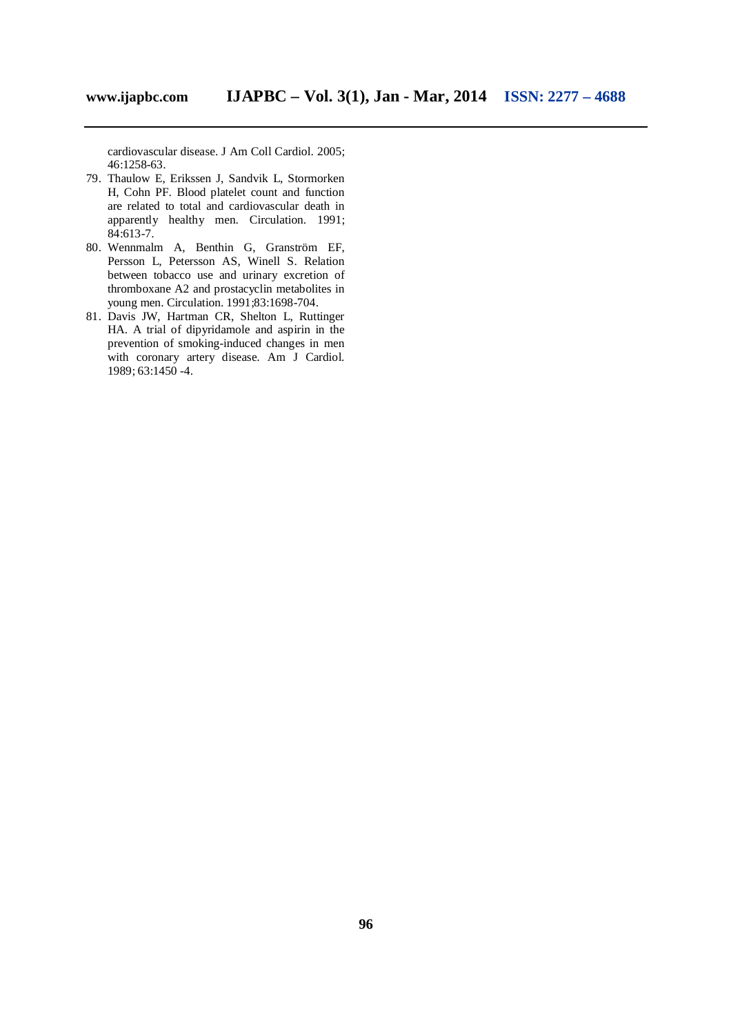cardiovascular disease. J Am Coll Cardiol. 2005; 46:1258-63.

79. Thaulow E, Erikssen J, Sandvik L, Stormorken H, Cohn PF. Blood platelet count and function are related to total and cardiovascular death in apparently healthy men. Circulation. 1991; 84:613-7.
80. Wennmalm A, Benthin G, Granström EF, Persson L, Petersson AS, Winell S. Relation between tobacco use and urinary excretion of thromboxane A2 and prostacyclin metabolites in young men. Circulation. 1991;83:1698-704.
81. Davis JW, Hartman CR, Shelton L, Ruttinger HA. A trial of dipyridamole and aspirin in the prevention of smoking-induced changes in men with coronary artery disease. Am J Cardiol. 1989; 63:1450 -4.